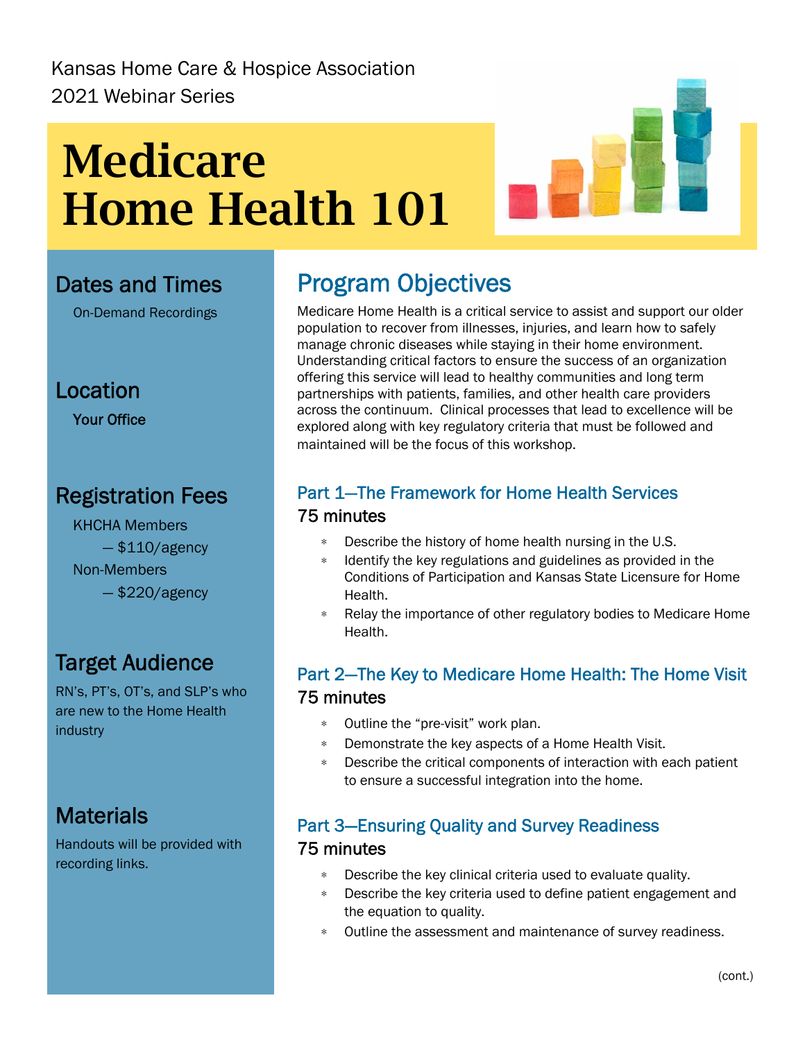Kansas Home Care & Hospice Association
2021 Webinar Series

# Medicare Home Health 101

## Dates and Times

On-Demand Recordings

## Location

**Your Office**

## Registration Fees

KHCHA Members
— $110/agency

Non-Members
— $220/agency

## Target Audience

RN's, PT's, OT's, and SLP's who are new to the Home Health industry

## Materials

Handouts will be provided with recording links.

## Program Objectives

Medicare Home Health is a critical service to assist and support our older population to recover from illnesses, injuries, and learn how to safely manage chronic diseases while staying in their home environment. Understanding critical factors to ensure the success of an organization offering this service will lead to healthy communities and long term partnerships with patients, families, and other health care providers across the continuum. Clinical processes that lead to excellence will be explored along with key regulatory criteria that must be followed and maintained will be the focus of this workshop.

### Part 1—The Framework for Home Health Services

75 minutes

- Describe the history of home health nursing in the U.S.
- Identify the key regulations and guidelines as provided in the Conditions of Participation and Kansas State Licensure for Home Health.
- Relay the importance of other regulatory bodies to Medicare Home Health.

### Part 2—The Key to Medicare Home Health: The Home Visit

75 minutes

- Outline the "pre-visit" work plan.
- Demonstrate the key aspects of a Home Health Visit.
- Describe the critical components of interaction with each patient to ensure a successful integration into the home.

### Part 3—Ensuring Quality and Survey Readiness

75 minutes

- Describe the key clinical criteria used to evaluate quality.
- Describe the key criteria used to define patient engagement and the equation to quality.
- Outline the assessment and maintenance of survey readiness.

(cont.)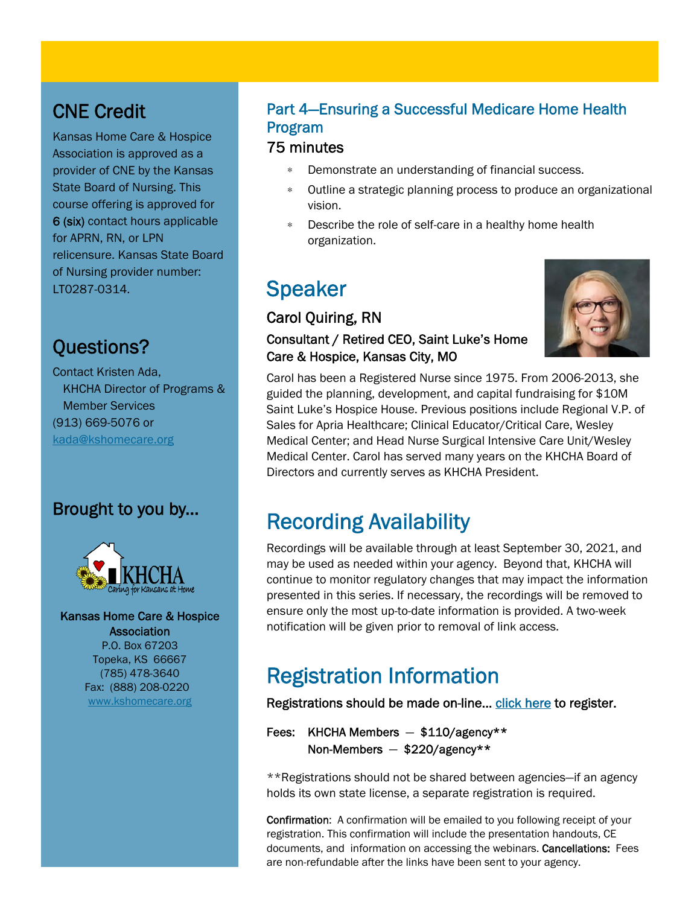## CNE Credit

Kansas Home Care & Hospice Association is approved as a provider of CNE by the Kansas State Board of Nursing. This course offering is approved for **6 (six)** contact hours applicable for APRN, RN, or LPN relicensure. Kansas State Board of Nursing provider number: LT0287-0314.

## Questions?

Contact Kristen Ada,
KHCHA Director of Programs & Member Services
(913) 669-5076 or
kada@kshomecare.org

## Brought to you by...

KHCHA
Caring for Kansans at Home

**Kansas Home Care & Hospice Association**
P.O. Box 67203
Topeka, KS 66667
(785) 478-3640
Fax: (888) 208-0220
www.kshomecare.org

### Part 4—Ensuring a Successful Medicare Home Health Program

75 minutes

- Demonstrate an understanding of financial success.
- Outline a strategic planning process to produce an organizational vision.
- Describe the role of self-care in a healthy home health organization.

## Speaker

### Carol Quiring, RN

**Consultant / Retired CEO, Saint Luke's Home Care & Hospice, Kansas City, MO**

Carol has been a Registered Nurse since 1975. From 2006-2013, she guided the planning, development, and capital fundraising for $10M Saint Luke's Hospice House. Previous positions include Regional V.P. of Sales for Apria Healthcare; Clinical Educator/Critical Care, Wesley Medical Center; and Head Nurse Surgical Intensive Care Unit/Wesley Medical Center. Carol has served many years on the KHCHA Board of Directors and currently serves as KHCHA President.

## Recording Availability

Recordings will be available through at least September 30, 2021, and may be used as needed within your agency. Beyond that, KHCHA will continue to monitor regulatory changes that may impact the information presented in this series. If necessary, the recordings will be removed to ensure only the most up-to-date information is provided. A two-week notification will be given prior to removal of link access.

## Registration Information

**Registrations should be made on-line... click here to register.**

**Fees:** KHCHA Members — $110/agency**
Non-Members — $220/agency**

**Registrations should not be shared between agencies—if an agency holds its own state license, a separate registration is required.

**Confirmation:** A confirmation will be emailed to you following receipt of your registration. This confirmation will include the presentation handouts, CE documents, and information on accessing the webinars. **Cancellations:** Fees are non-refundable after the links have been sent to your agency.